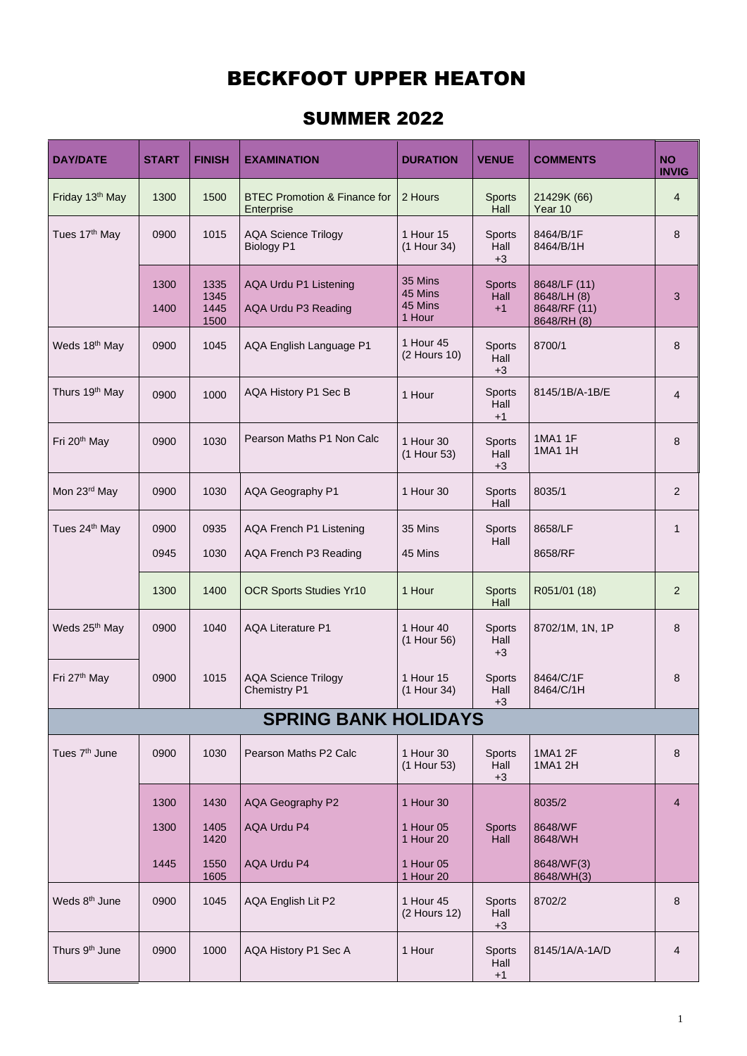# BECKFOOT UPPER HEATON

## SUMMER 2022

| DAY/DATE | START | FINISH | EXAMINATION | DURATION | VENUE | COMMENTS | NO INVIG |
|---|---|---|---|---|---|---|---|
| Friday 13th May | 1300 | 1500 | BTEC Promotion & Finance for Enterprise | 2 Hours | Sports Hall | 21429K (66) Year 10 | 4 |
| Tues 17th May | 0900 | 1015 | AQA Science Trilogy Biology P1 | 1 Hour 15 (1 Hour 34) | Sports Hall +3 | 8464/B/1F 8464/B/1H | 8 |
| | 1300 1400 | 1335 1345 1445 1500 | AQA Urdu P1 Listening AQA Urdu P3 Reading | 35 Mins 45 Mins 45 Mins 1 Hour | Sports Hall +1 | 8648/LF (11) 8648/LH (8) 8648/RF (11) 8648/RH (8) | 3 |
| Weds 18th May | 0900 | 1045 | AQA English Language P1 | 1 Hour 45 (2 Hours 10) | Sports Hall +3 | 8700/1 | 8 |
| Thurs 19th May | 0900 | 1000 | AQA History P1 Sec B | 1 Hour | Sports Hall +1 | 8145/1B/A-1B/E | 4 |
| Fri 20th May | 0900 | 1030 | Pearson Maths P1 Non Calc | 1 Hour 30 (1 Hour 53) | Sports Hall +3 | 1MA1 1F 1MA1 1H | 8 |
| Mon 23rd May | 0900 | 1030 | AQA Geography P1 | 1 Hour 30 | Sports Hall | 8035/1 | 2 |
| Tues 24th May | 0900 0945 | 0935 1030 | AQA French P1 Listening AQA French P3 Reading | 35 Mins 45 Mins | Sports Hall | 8658/LF 8658/RF | 1 |
| | 1300 | 1400 | OCR Sports Studies Yr10 | 1 Hour | Sports Hall | R051/01 (18) | 2 |
| Weds 25th May | 0900 | 1040 | AQA Literature P1 | 1 Hour 40 (1 Hour 56) | Sports Hall +3 | 8702/1M, 1N, 1P | 8 |
| Fri 27th May | 0900 | 1015 | AQA Science Trilogy Chemistry P1 | 1 Hour 15 (1 Hour 34) | Sports Hall +3 | 8464/C/1F 8464/C/1H | 8 |
| **SPRING BANK HOLIDAYS** | | | | | | | |
| Tues 7th June | 0900 | 1030 | Pearson Maths P2 Calc | 1 Hour 30 (1 Hour 53) | Sports Hall +3 | 1MA1 2F 1MA1 2H | 8 |
| | 1300 1300 1445 | 1430 1405 1420 1550 1605 | AQA Geography P2 AQA Urdu P4 AQA Urdu P4 | 1 Hour 30 1 Hour 05 1 Hour 20 1 Hour 05 1 Hour 20 | Sports Hall | 8035/2 8648/WF 8648/WH 8648/WF(3) 8648/WH(3) | 4 |
| Weds 8th June | 0900 | 1045 | AQA English Lit P2 | 1 Hour 45 (2 Hours 12) | Sports Hall +3 | 8702/2 | 8 |
| Thurs 9th June | 0900 | 1000 | AQA History P1 Sec A | 1 Hour | Sports Hall +1 | 8145/1A/A-1A/D | 4 |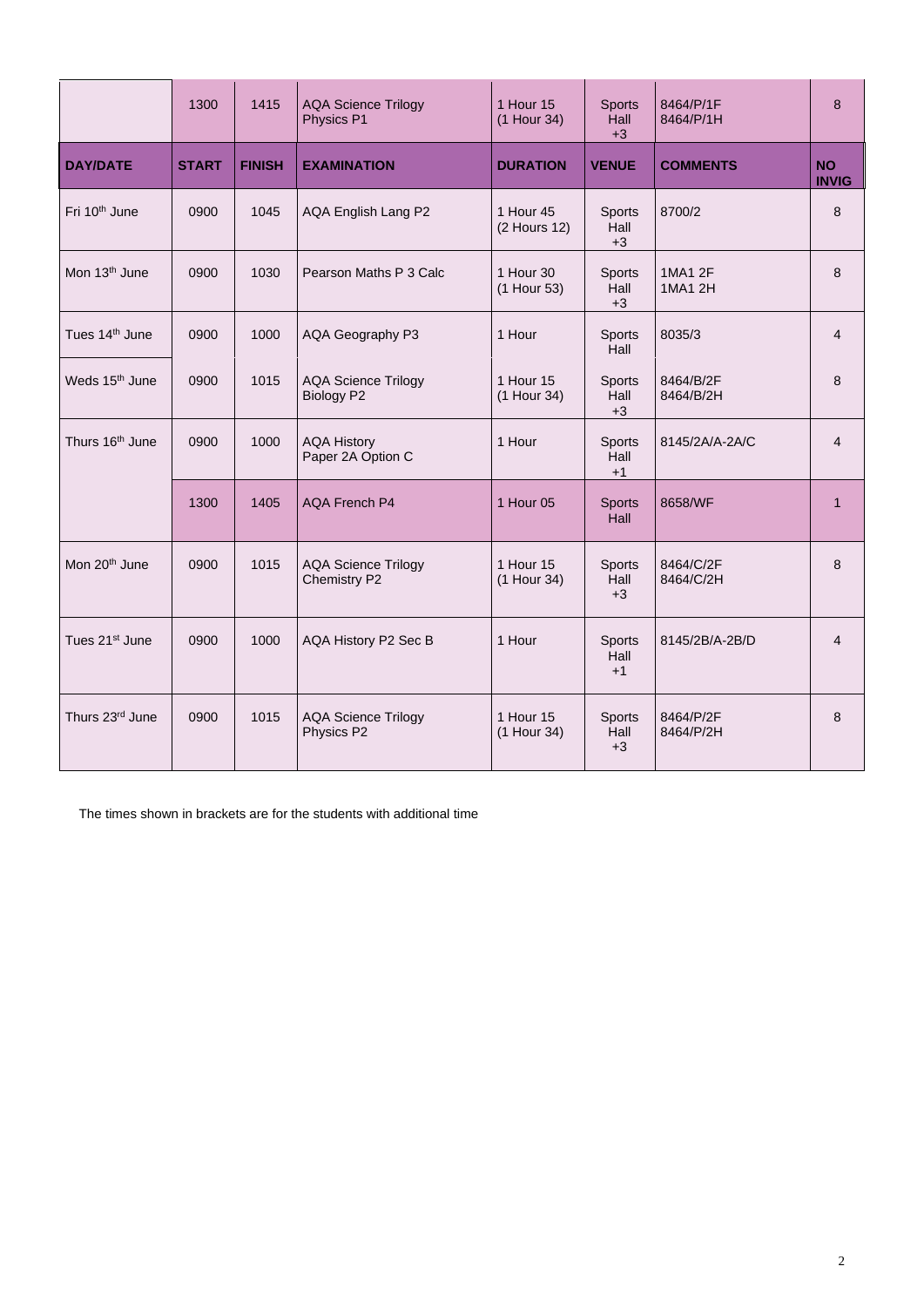| DAY/DATE | START | FINISH | EXAMINATION | DURATION | VENUE | COMMENTS | NO INVIG |
|---|---|---|---|---|---|---|---|
| | 1300 | 1415 | AQA Science Trilogy Physics P1 | 1 Hour 15 (1 Hour 34) | Sports Hall +3 | 8464/P/1F 8464/P/1H | 8 |
| Fri 10th June | 0900 | 1045 | AQA English Lang P2 | 1 Hour 45 (2 Hours 12) | Sports Hall +3 | 8700/2 | 8 |
| Mon 13th June | 0900 | 1030 | Pearson Maths P 3 Calc | 1 Hour 30 (1 Hour 53) | Sports Hall +3 | 1MA1 2F 1MA1 2H | 8 |
| Tues 14th June | 0900 | 1000 | AQA Geography P3 | 1 Hour | Sports Hall | 8035/3 | 4 |
| Weds 15th June | 0900 | 1015 | AQA Science Trilogy Biology P2 | 1 Hour 15 (1 Hour 34) | Sports Hall +3 | 8464/B/2F 8464/B/2H | 8 |
| Thurs 16th June | 0900 | 1000 | AQA History Paper 2A Option C | 1 Hour | Sports Hall +1 | 8145/2A/A-2A/C | 4 |
| | 1300 | 1405 | AQA French P4 | 1 Hour 05 | Sports Hall | 8658/WF | 1 |
| Mon 20th June | 0900 | 1015 | AQA Science Trilogy Chemistry P2 | 1 Hour 15 (1 Hour 34) | Sports Hall +3 | 8464/C/2F 8464/C/2H | 8 |
| Tues 21st June | 0900 | 1000 | AQA History P2 Sec B | 1 Hour | Sports Hall +1 | 8145/2B/A-2B/D | 4 |
| Thurs 23rd June | 0900 | 1015 | AQA Science Trilogy Physics P2 | 1 Hour 15 (1 Hour 34) | Sports Hall +3 | 8464/P/2F 8464/P/2H | 8 |

The times shown in brackets are for the students with additional time